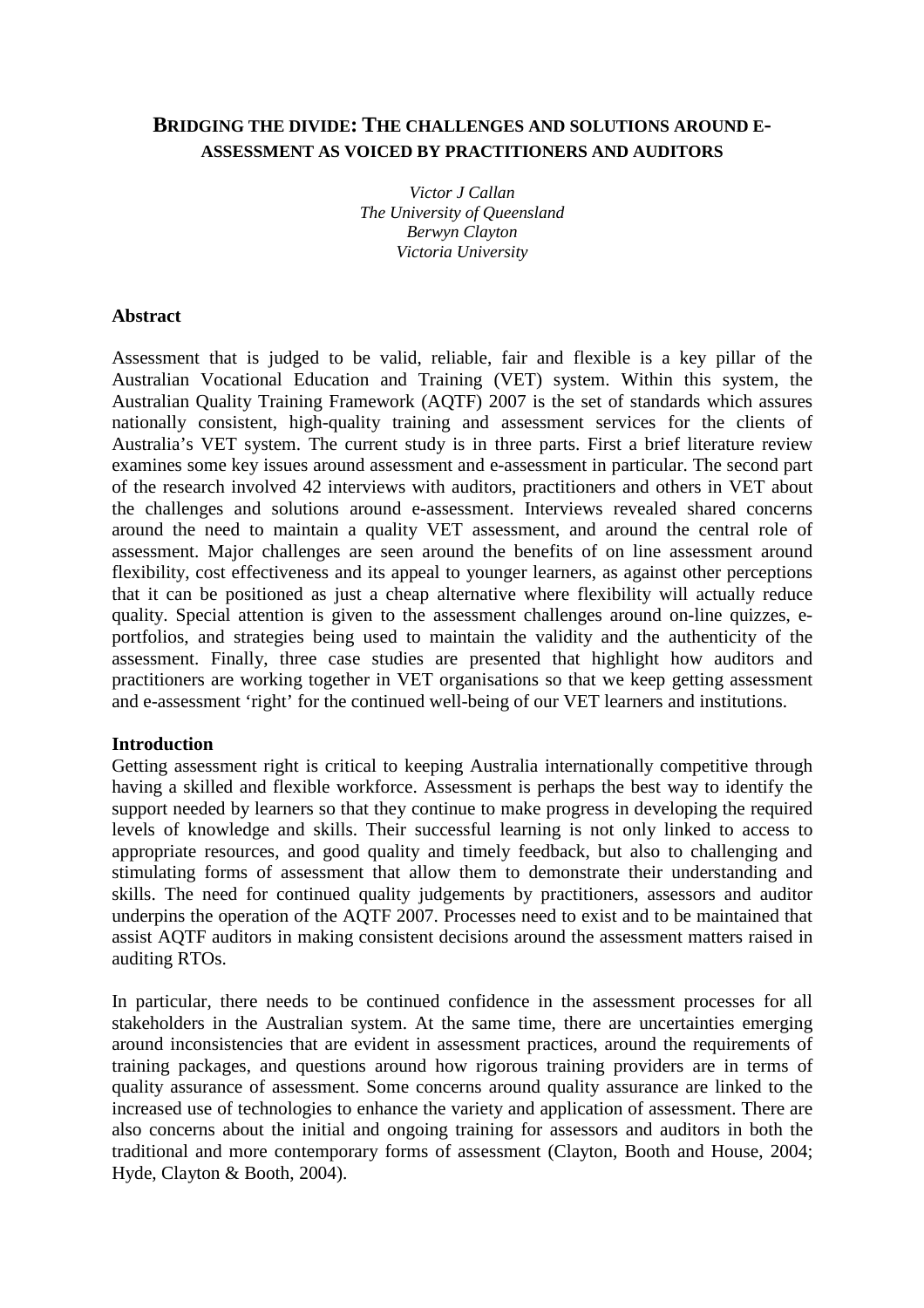# BRIDGING THE DIVIDE: THE CHALLENGES AND SOLUTIONS AROUND E-ASSESSMENT AS VOICED BY PRACTITIONERS AND AUDITORS

*Victor J Callan*
*The University of Queensland*
*Berwyn Clayton*
*Victoria University*

## Abstract

Assessment that is judged to be valid, reliable, fair and flexible is a key pillar of the Australian Vocational Education and Training (VET) system. Within this system, the Australian Quality Training Framework (AQTF) 2007 is the set of standards which assures nationally consistent, high-quality training and assessment services for the clients of Australia's VET system. The current study is in three parts. First a brief literature review examines some key issues around assessment and e-assessment in particular. The second part of the research involved 42 interviews with auditors, practitioners and others in VET about the challenges and solutions around e-assessment. Interviews revealed shared concerns around the need to maintain a quality VET assessment, and around the central role of assessment. Major challenges are seen around the benefits of on line assessment around flexibility, cost effectiveness and its appeal to younger learners, as against other perceptions that it can be positioned as just a cheap alternative where flexibility will actually reduce quality. Special attention is given to the assessment challenges around on-line quizzes, e-portfolios, and strategies being used to maintain the validity and the authenticity of the assessment. Finally, three case studies are presented that highlight how auditors and practitioners are working together in VET organisations so that we keep getting assessment and e-assessment 'right' for the continued well-being of our VET learners and institutions.

## Introduction

Getting assessment right is critical to keeping Australia internationally competitive through having a skilled and flexible workforce. Assessment is perhaps the best way to identify the support needed by learners so that they continue to make progress in developing the required levels of knowledge and skills. Their successful learning is not only linked to access to appropriate resources, and good quality and timely feedback, but also to challenging and stimulating forms of assessment that allow them to demonstrate their understanding and skills. The need for continued quality judgements by practitioners, assessors and auditor underpins the operation of the AQTF 2007. Processes need to exist and to be maintained that assist AQTF auditors in making consistent decisions around the assessment matters raised in auditing RTOs.

In particular, there needs to be continued confidence in the assessment processes for all stakeholders in the Australian system. At the same time, there are uncertainties emerging around inconsistencies that are evident in assessment practices, around the requirements of training packages, and questions around how rigorous training providers are in terms of quality assurance of assessment. Some concerns around quality assurance are linked to the increased use of technologies to enhance the variety and application of assessment. There are also concerns about the initial and ongoing training for assessors and auditors in both the traditional and more contemporary forms of assessment (Clayton, Booth and House, 2004; Hyde, Clayton & Booth, 2004).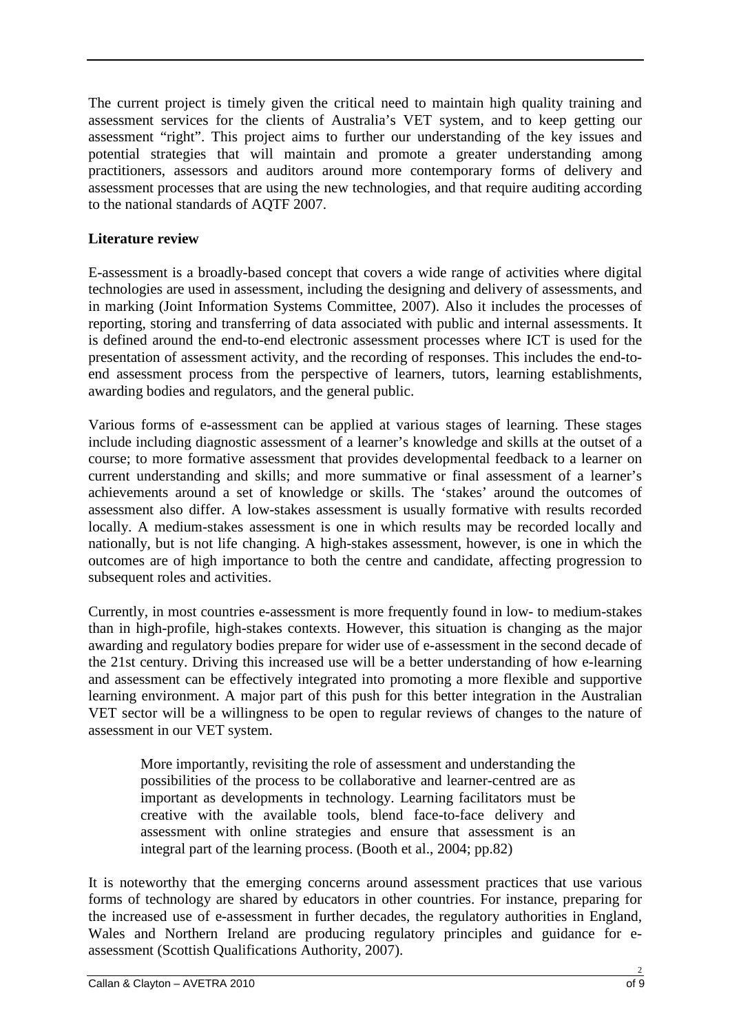The current project is timely given the critical need to maintain high quality training and assessment services for the clients of Australia's VET system, and to keep getting our assessment "right". This project aims to further our understanding of the key issues and potential strategies that will maintain and promote a greater understanding among practitioners, assessors and auditors around more contemporary forms of delivery and assessment processes that are using the new technologies, and that require auditing according to the national standards of AQTF 2007.

**Literature review**

E-assessment is a broadly-based concept that covers a wide range of activities where digital technologies are used in assessment, including the designing and delivery of assessments, and in marking (Joint Information Systems Committee, 2007). Also it includes the processes of reporting, storing and transferring of data associated with public and internal assessments. It is defined around the end-to-end electronic assessment processes where ICT is used for the presentation of assessment activity, and the recording of responses. This includes the end-to-end assessment process from the perspective of learners, tutors, learning establishments, awarding bodies and regulators, and the general public.

Various forms of e-assessment can be applied at various stages of learning. These stages include including diagnostic assessment of a learner's knowledge and skills at the outset of a course; to more formative assessment that provides developmental feedback to a learner on current understanding and skills; and more summative or final assessment of a learner's achievements around a set of knowledge or skills. The 'stakes' around the outcomes of assessment also differ. A low-stakes assessment is usually formative with results recorded locally. A medium-stakes assessment is one in which results may be recorded locally and nationally, but is not life changing. A high-stakes assessment, however, is one in which the outcomes are of high importance to both the centre and candidate, affecting progression to subsequent roles and activities.

Currently, in most countries e-assessment is more frequently found in low- to medium-stakes than in high-profile, high-stakes contexts. However, this situation is changing as the major awarding and regulatory bodies prepare for wider use of e-assessment in the second decade of the 21st century. Driving this increased use will be a better understanding of how e-learning and assessment can be effectively integrated into promoting a more flexible and supportive learning environment. A major part of this push for this better integration in the Australian VET sector will be a willingness to be open to regular reviews of changes to the nature of assessment in our VET system.

> More importantly, revisiting the role of assessment and understanding the possibilities of the process to be collaborative and learner-centred are as important as developments in technology. Learning facilitators must be creative with the available tools, blend face-to-face delivery and assessment with online strategies and ensure that assessment is an integral part of the learning process. (Booth et al., 2004; pp.82)

It is noteworthy that the emerging concerns around assessment practices that use various forms of technology are shared by educators in other countries. For instance, preparing for the increased use of e-assessment in further decades, the regulatory authorities in England, Wales and Northern Ireland are producing regulatory principles and guidance for e-assessment (Scottish Qualifications Authority, 2007).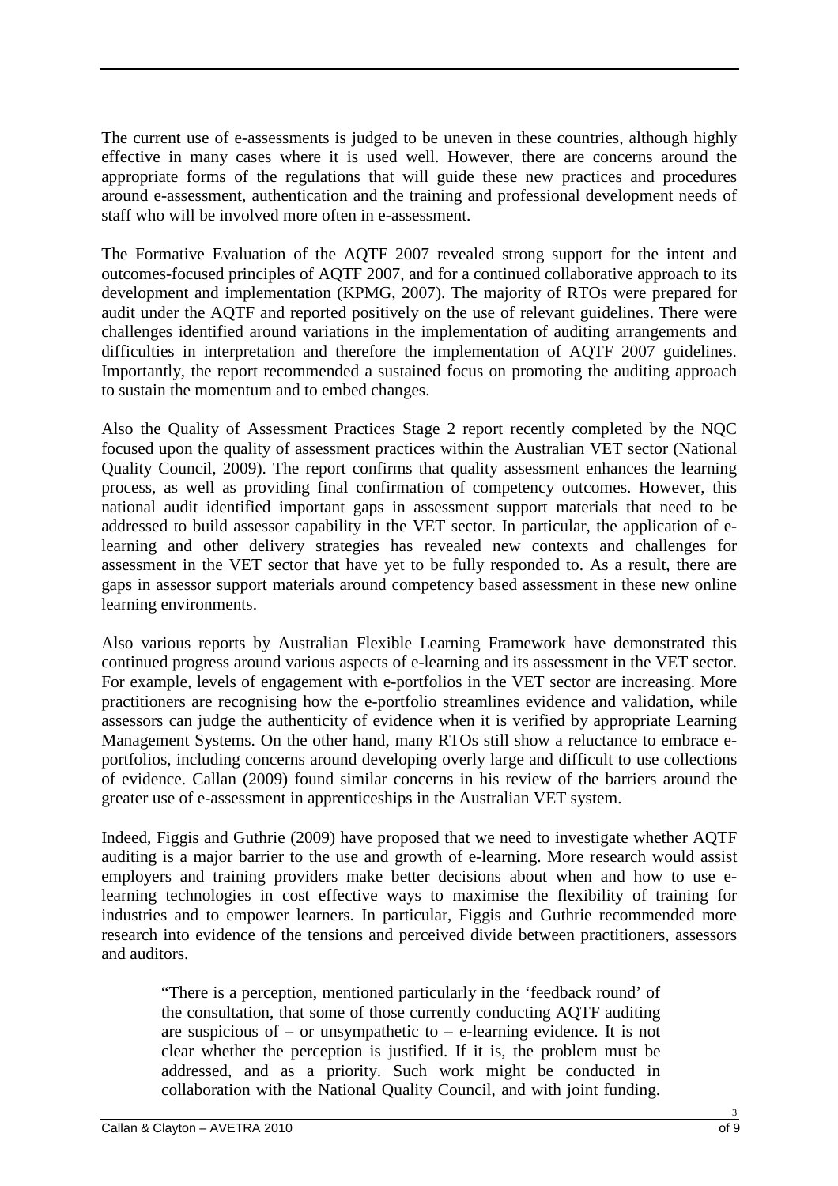The current use of e-assessments is judged to be uneven in these countries, although highly effective in many cases where it is used well. However, there are concerns around the appropriate forms of the regulations that will guide these new practices and procedures around e-assessment, authentication and the training and professional development needs of staff who will be involved more often in e-assessment.

The Formative Evaluation of the AQTF 2007 revealed strong support for the intent and outcomes-focused principles of AQTF 2007, and for a continued collaborative approach to its development and implementation (KPMG, 2007). The majority of RTOs were prepared for audit under the AQTF and reported positively on the use of relevant guidelines. There were challenges identified around variations in the implementation of auditing arrangements and difficulties in interpretation and therefore the implementation of AQTF 2007 guidelines. Importantly, the report recommended a sustained focus on promoting the auditing approach to sustain the momentum and to embed changes.

Also the Quality of Assessment Practices Stage 2 report recently completed by the NQC focused upon the quality of assessment practices within the Australian VET sector (National Quality Council, 2009). The report confirms that quality assessment enhances the learning process, as well as providing final confirmation of competency outcomes. However, this national audit identified important gaps in assessment support materials that need to be addressed to build assessor capability in the VET sector. In particular, the application of e-learning and other delivery strategies has revealed new contexts and challenges for assessment in the VET sector that have yet to be fully responded to. As a result, there are gaps in assessor support materials around competency based assessment in these new online learning environments.

Also various reports by Australian Flexible Learning Framework have demonstrated this continued progress around various aspects of e-learning and its assessment in the VET sector. For example, levels of engagement with e-portfolios in the VET sector are increasing. More practitioners are recognising how the e-portfolio streamlines evidence and validation, while assessors can judge the authenticity of evidence when it is verified by appropriate Learning Management Systems. On the other hand, many RTOs still show a reluctance to embrace e-portfolios, including concerns around developing overly large and difficult to use collections of evidence. Callan (2009) found similar concerns in his review of the barriers around the greater use of e-assessment in apprenticeships in the Australian VET system.

Indeed, Figgis and Guthrie (2009) have proposed that we need to investigate whether AQTF auditing is a major barrier to the use and growth of e-learning. More research would assist employers and training providers make better decisions about when and how to use e-learning technologies in cost effective ways to maximise the flexibility of training for industries and to empower learners. In particular, Figgis and Guthrie recommended more research into evidence of the tensions and perceived divide between practitioners, assessors and auditors.

> "There is a perception, mentioned particularly in the 'feedback round' of the consultation, that some of those currently conducting AQTF auditing are suspicious of – or unsympathetic to – e-learning evidence. It is not clear whether the perception is justified. If it is, the problem must be addressed, and as a priority. Such work might be conducted in collaboration with the National Quality Council, and with joint funding.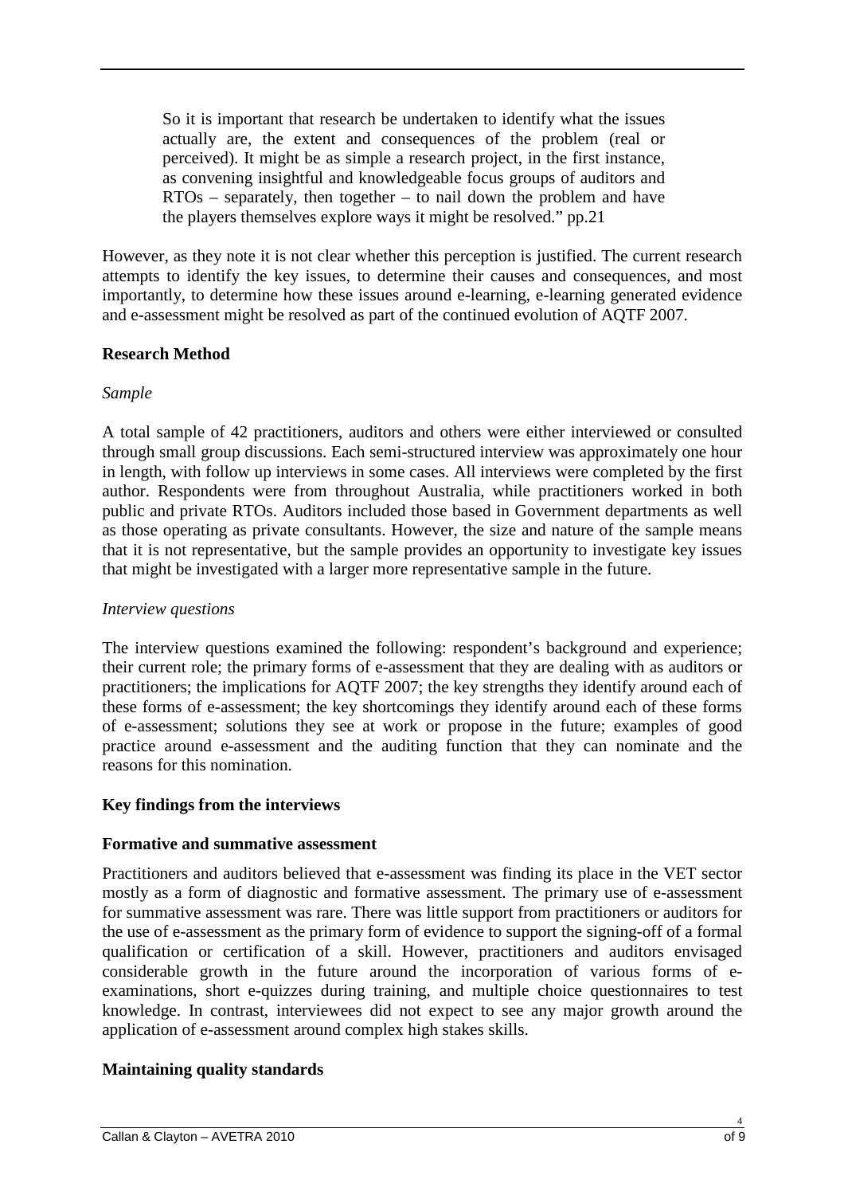> So it is important that research be undertaken to identify what the issues actually are, the extent and consequences of the problem (real or perceived). It might be as simple a research project, in the first instance, as convening insightful and knowledgeable focus groups of auditors and RTOs – separately, then together – to nail down the problem and have the players themselves explore ways it might be resolved." pp.21

However, as they note it is not clear whether this perception is justified. The current research attempts to identify the key issues, to determine their causes and consequences, and most importantly, to determine how these issues around e-learning, e-learning generated evidence and e-assessment might be resolved as part of the continued evolution of AQTF 2007.

## Research Method

*Sample*

A total sample of 42 practitioners, auditors and others were either interviewed or consulted through small group discussions. Each semi-structured interview was approximately one hour in length, with follow up interviews in some cases. All interviews were completed by the first author. Respondents were from throughout Australia, while practitioners worked in both public and private RTOs. Auditors included those based in Government departments as well as those operating as private consultants. However, the size and nature of the sample means that it is not representative, but the sample provides an opportunity to investigate key issues that might be investigated with a larger more representative sample in the future.

*Interview questions*

The interview questions examined the following: respondent's background and experience; their current role; the primary forms of e-assessment that they are dealing with as auditors or practitioners; the implications for AQTF 2007; the key strengths they identify around each of these forms of e-assessment; the key shortcomings they identify around each of these forms of e-assessment; solutions they see at work or propose in the future; examples of good practice around e-assessment and the auditing function that they can nominate and the reasons for this nomination.

## Key findings from the interviews

### Formative and summative assessment

Practitioners and auditors believed that e-assessment was finding its place in the VET sector mostly as a form of diagnostic and formative assessment. The primary use of e-assessment for summative assessment was rare. There was little support from practitioners or auditors for the use of e-assessment as the primary form of evidence to support the signing-off of a formal qualification or certification of a skill. However, practitioners and auditors envisaged considerable growth in the future around the incorporation of various forms of e-examinations, short e-quizzes during training, and multiple choice questionnaires to test knowledge. In contrast, interviewees did not expect to see any major growth around the application of e-assessment around complex high stakes skills.

### Maintaining quality standards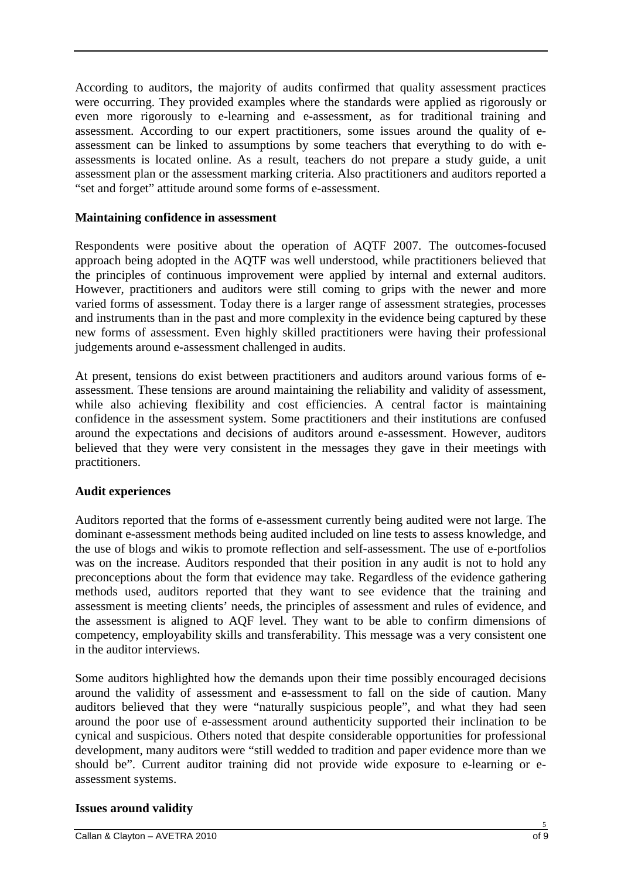According to auditors, the majority of audits confirmed that quality assessment practices were occurring. They provided examples where the standards were applied as rigorously or even more rigorously to e-learning and e-assessment, as for traditional training and assessment. According to our expert practitioners, some issues around the quality of e-assessment can be linked to assumptions by some teachers that everything to do with e-assessments is located online. As a result, teachers do not prepare a study guide, a unit assessment plan or the assessment marking criteria. Also practitioners and auditors reported a "set and forget" attitude around some forms of e-assessment.

**Maintaining confidence in assessment**

Respondents were positive about the operation of AQTF 2007. The outcomes-focused approach being adopted in the AQTF was well understood, while practitioners believed that the principles of continuous improvement were applied by internal and external auditors. However, practitioners and auditors were still coming to grips with the newer and more varied forms of assessment. Today there is a larger range of assessment strategies, processes and instruments than in the past and more complexity in the evidence being captured by these new forms of assessment. Even highly skilled practitioners were having their professional judgements around e-assessment challenged in audits.

At present, tensions do exist between practitioners and auditors around various forms of e-assessment. These tensions are around maintaining the reliability and validity of assessment, while also achieving flexibility and cost efficiencies. A central factor is maintaining confidence in the assessment system. Some practitioners and their institutions are confused around the expectations and decisions of auditors around e-assessment. However, auditors believed that they were very consistent in the messages they gave in their meetings with practitioners.

**Audit experiences**

Auditors reported that the forms of e-assessment currently being audited were not large. The dominant e-assessment methods being audited included on line tests to assess knowledge, and the use of blogs and wikis to promote reflection and self-assessment. The use of e-portfolios was on the increase. Auditors responded that their position in any audit is not to hold any preconceptions about the form that evidence may take. Regardless of the evidence gathering methods used, auditors reported that they want to see evidence that the training and assessment is meeting clients' needs, the principles of assessment and rules of evidence, and the assessment is aligned to AQF level. They want to be able to confirm dimensions of competency, employability skills and transferability. This message was a very consistent one in the auditor interviews.

Some auditors highlighted how the demands upon their time possibly encouraged decisions around the validity of assessment and e-assessment to fall on the side of caution. Many auditors believed that they were "naturally suspicious people", and what they had seen around the poor use of e-assessment around authenticity supported their inclination to be cynical and suspicious. Others noted that despite considerable opportunities for professional development, many auditors were "still wedded to tradition and paper evidence more than we should be". Current auditor training did not provide wide exposure to e-learning or e-assessment systems.

**Issues around validity**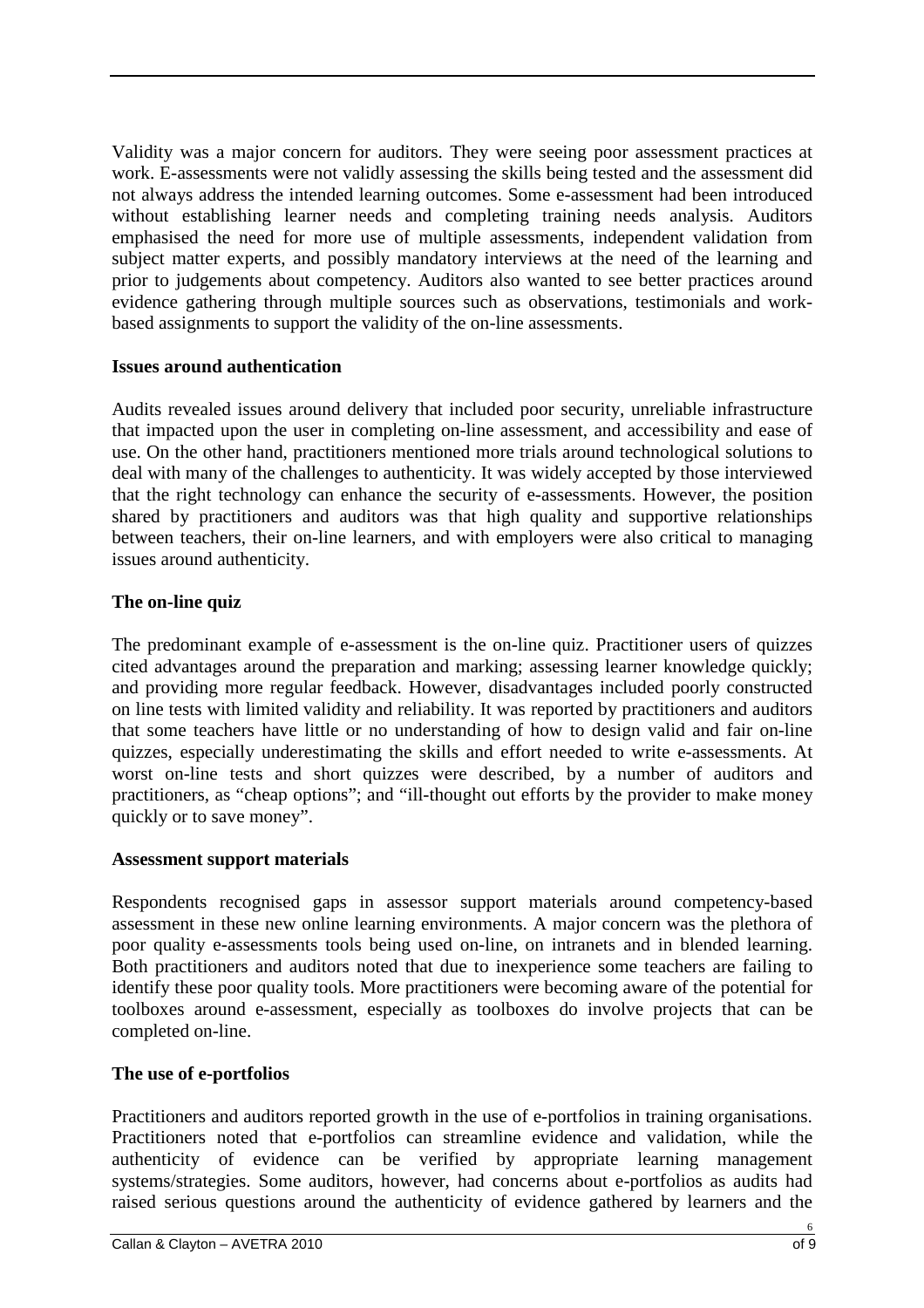Validity was a major concern for auditors. They were seeing poor assessment practices at work. E-assessments were not validly assessing the skills being tested and the assessment did not always address the intended learning outcomes. Some e-assessment had been introduced without establishing learner needs and completing training needs analysis. Auditors emphasised the need for more use of multiple assessments, independent validation from subject matter experts, and possibly mandatory interviews at the need of the learning and prior to judgements about competency. Auditors also wanted to see better practices around evidence gathering through multiple sources such as observations, testimonials and work-based assignments to support the validity of the on-line assessments.

**Issues around authentication**

Audits revealed issues around delivery that included poor security, unreliable infrastructure that impacted upon the user in completing on-line assessment, and accessibility and ease of use. On the other hand, practitioners mentioned more trials around technological solutions to deal with many of the challenges to authenticity. It was widely accepted by those interviewed that the right technology can enhance the security of e-assessments. However, the position shared by practitioners and auditors was that high quality and supportive relationships between teachers, their on-line learners, and with employers were also critical to managing issues around authenticity.

**The on-line quiz**

The predominant example of e-assessment is the on-line quiz. Practitioner users of quizzes cited advantages around the preparation and marking; assessing learner knowledge quickly; and providing more regular feedback. However, disadvantages included poorly constructed on line tests with limited validity and reliability. It was reported by practitioners and auditors that some teachers have little or no understanding of how to design valid and fair on-line quizzes, especially underestimating the skills and effort needed to write e-assessments. At worst on-line tests and short quizzes were described, by a number of auditors and practitioners, as "cheap options"; and "ill-thought out efforts by the provider to make money quickly or to save money".

**Assessment support materials**

Respondents recognised gaps in assessor support materials around competency-based assessment in these new online learning environments. A major concern was the plethora of poor quality e-assessments tools being used on-line, on intranets and in blended learning. Both practitioners and auditors noted that due to inexperience some teachers are failing to identify these poor quality tools. More practitioners were becoming aware of the potential for toolboxes around e-assessment, especially as toolboxes do involve projects that can be completed on-line.

**The use of e-portfolios**

Practitioners and auditors reported growth in the use of e-portfolios in training organisations. Practitioners noted that e-portfolios can streamline evidence and validation, while the authenticity of evidence can be verified by appropriate learning management systems/strategies. Some auditors, however, had concerns about e-portfolios as audits had raised serious questions around the authenticity of evidence gathered by learners and the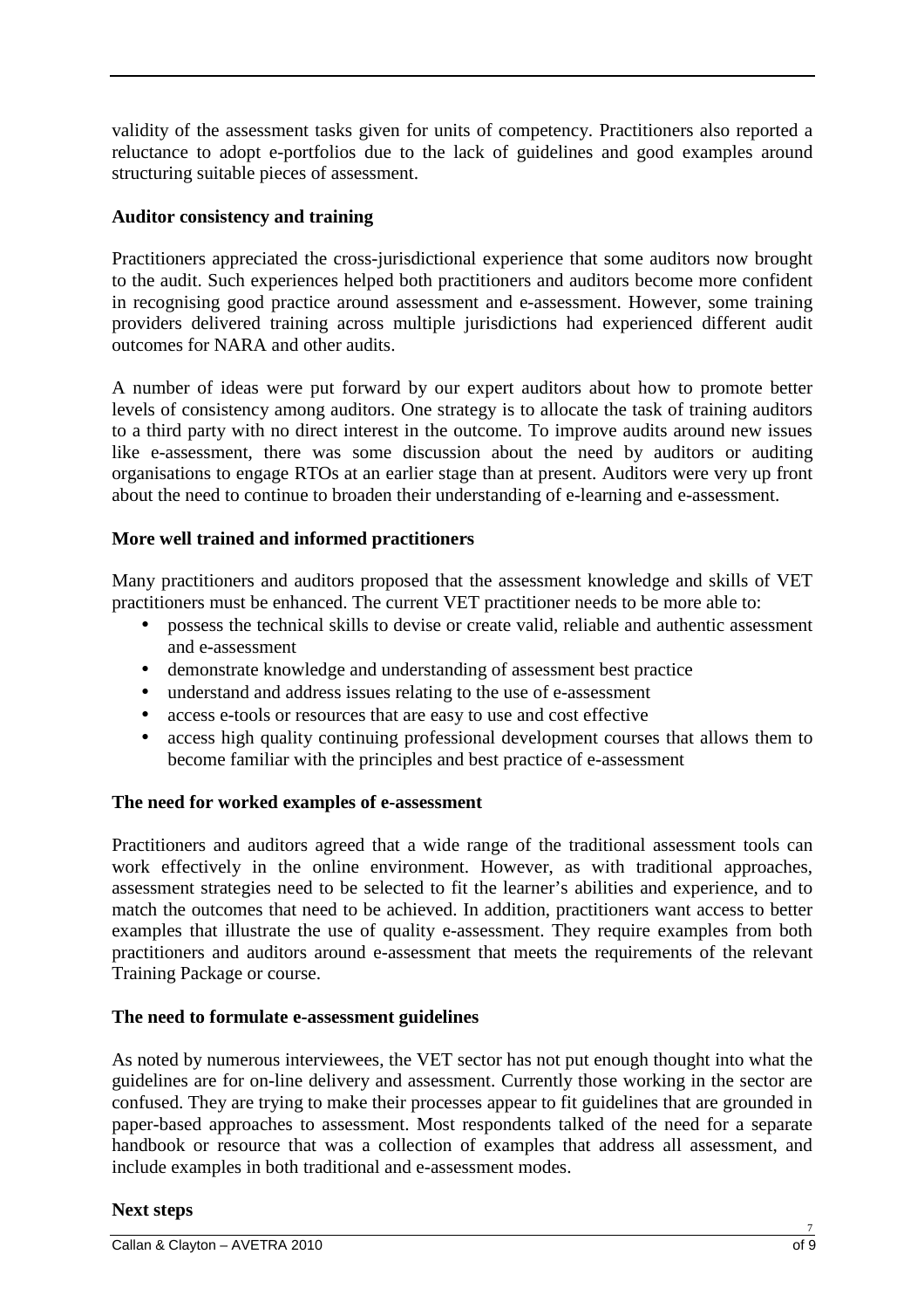validity of the assessment tasks given for units of competency. Practitioners also reported a reluctance to adopt e-portfolios due to the lack of guidelines and good examples around structuring suitable pieces of assessment.

**Auditor consistency and training**

Practitioners appreciated the cross-jurisdictional experience that some auditors now brought to the audit. Such experiences helped both practitioners and auditors become more confident in recognising good practice around assessment and e-assessment. However, some training providers delivered training across multiple jurisdictions had experienced different audit outcomes for NARA and other audits.

A number of ideas were put forward by our expert auditors about how to promote better levels of consistency among auditors. One strategy is to allocate the task of training auditors to a third party with no direct interest in the outcome. To improve audits around new issues like e-assessment, there was some discussion about the need by auditors or auditing organisations to engage RTOs at an earlier stage than at present. Auditors were very up front about the need to continue to broaden their understanding of e-learning and e-assessment.

**More well trained and informed practitioners**

Many practitioners and auditors proposed that the assessment knowledge and skills of VET practitioners must be enhanced. The current VET practitioner needs to be more able to:

- possess the technical skills to devise or create valid, reliable and authentic assessment and e-assessment
- demonstrate knowledge and understanding of assessment best practice
- understand and address issues relating to the use of e-assessment
- access e-tools or resources that are easy to use and cost effective
- access high quality continuing professional development courses that allows them to become familiar with the principles and best practice of e-assessment

**The need for worked examples of e-assessment**

Practitioners and auditors agreed that a wide range of the traditional assessment tools can work effectively in the online environment. However, as with traditional approaches, assessment strategies need to be selected to fit the learner's abilities and experience, and to match the outcomes that need to be achieved. In addition, practitioners want access to better examples that illustrate the use of quality e-assessment. They require examples from both practitioners and auditors around e-assessment that meets the requirements of the relevant Training Package or course.

**The need to formulate e-assessment guidelines**

As noted by numerous interviewees, the VET sector has not put enough thought into what the guidelines are for on-line delivery and assessment. Currently those working in the sector are confused. They are trying to make their processes appear to fit guidelines that are grounded in paper-based approaches to assessment. Most respondents talked of the need for a separate handbook or resource that was a collection of examples that address all assessment, and include examples in both traditional and e-assessment modes.

**Next steps**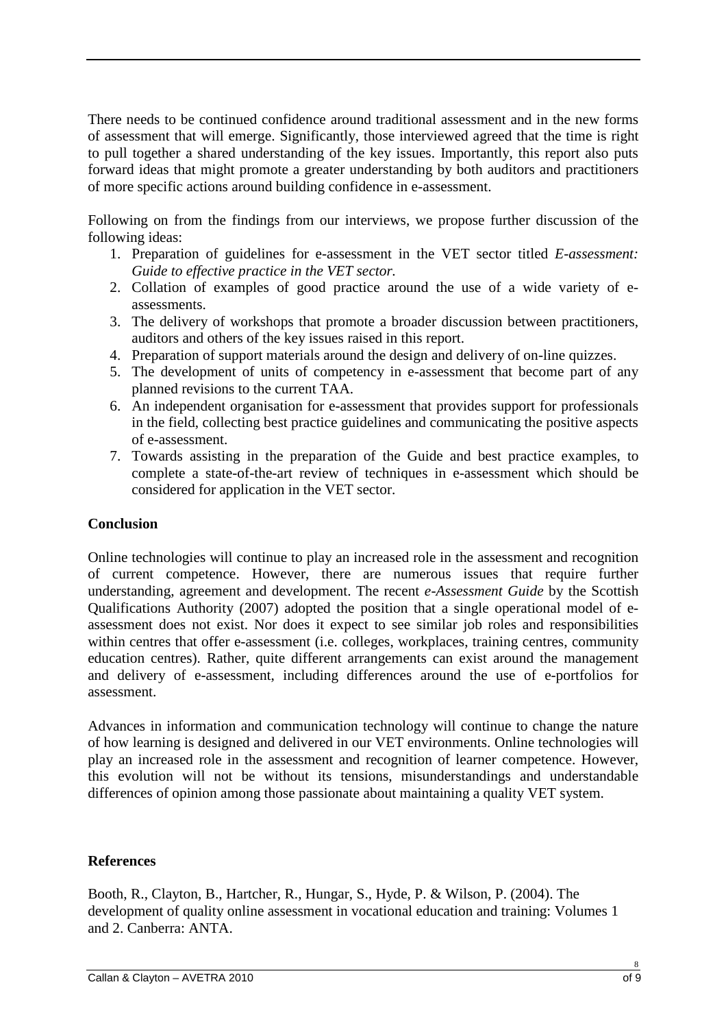There needs to be continued confidence around traditional assessment and in the new forms of assessment that will emerge. Significantly, those interviewed agreed that the time is right to pull together a shared understanding of the key issues. Importantly, this report also puts forward ideas that might promote a greater understanding by both auditors and practitioners of more specific actions around building confidence in e-assessment.

Following on from the findings from our interviews, we propose further discussion of the following ideas:

1. Preparation of guidelines for e-assessment in the VET sector titled *E-assessment: Guide to effective practice in the VET sector.*
2. Collation of examples of good practice around the use of a wide variety of e-assessments.
3. The delivery of workshops that promote a broader discussion between practitioners, auditors and others of the key issues raised in this report.
4. Preparation of support materials around the design and delivery of on-line quizzes.
5. The development of units of competency in e-assessment that become part of any planned revisions to the current TAA.
6. An independent organisation for e-assessment that provides support for professionals in the field, collecting best practice guidelines and communicating the positive aspects of e-assessment.
7. Towards assisting in the preparation of the Guide and best practice examples, to complete a state-of-the-art review of techniques in e-assessment which should be considered for application in the VET sector.

**Conclusion**

Online technologies will continue to play an increased role in the assessment and recognition of current competence. However, there are numerous issues that require further understanding, agreement and development. The recent *e-Assessment Guide* by the Scottish Qualifications Authority (2007) adopted the position that a single operational model of e-assessment does not exist. Nor does it expect to see similar job roles and responsibilities within centres that offer e-assessment (i.e. colleges, workplaces, training centres, community education centres). Rather, quite different arrangements can exist around the management and delivery of e-assessment, including differences around the use of e-portfolios for assessment.

Advances in information and communication technology will continue to change the nature of how learning is designed and delivered in our VET environments. Online technologies will play an increased role in the assessment and recognition of learner competence. However, this evolution will not be without its tensions, misunderstandings and understandable differences of opinion among those passionate about maintaining a quality VET system.

**References**

Booth, R., Clayton, B., Hartcher, R., Hungar, S., Hyde, P. & Wilson, P. (2004). The development of quality online assessment in vocational education and training: Volumes 1 and 2. Canberra: ANTA.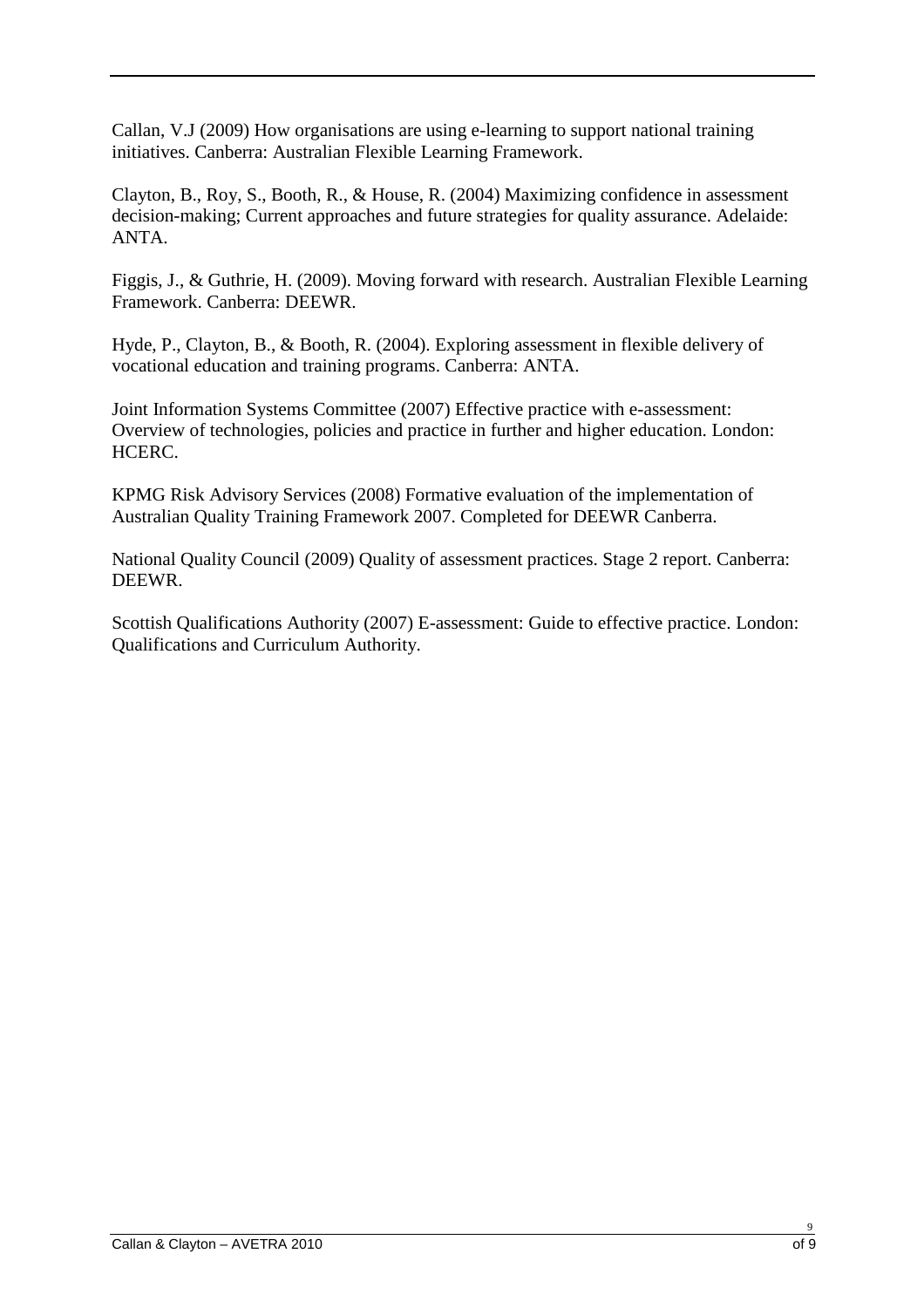Callan, V.J (2009) How organisations are using e-learning to support national training initiatives. Canberra: Australian Flexible Learning Framework.

Clayton, B., Roy, S., Booth, R., & House, R. (2004) Maximizing confidence in assessment decision-making; Current approaches and future strategies for quality assurance. Adelaide: ANTA.

Figgis, J., & Guthrie, H. (2009). Moving forward with research. Australian Flexible Learning Framework. Canberra: DEEWR.

Hyde, P., Clayton, B., & Booth, R. (2004). Exploring assessment in flexible delivery of vocational education and training programs. Canberra: ANTA.

Joint Information Systems Committee (2007) Effective practice with e-assessment: Overview of technologies, policies and practice in further and higher education. London: HCERC.

KPMG Risk Advisory Services (2008) Formative evaluation of the implementation of Australian Quality Training Framework 2007. Completed for DEEWR Canberra.

National Quality Council (2009) Quality of assessment practices. Stage 2 report. Canberra: DEEWR.

Scottish Qualifications Authority (2007) E-assessment: Guide to effective practice. London: Qualifications and Curriculum Authority.